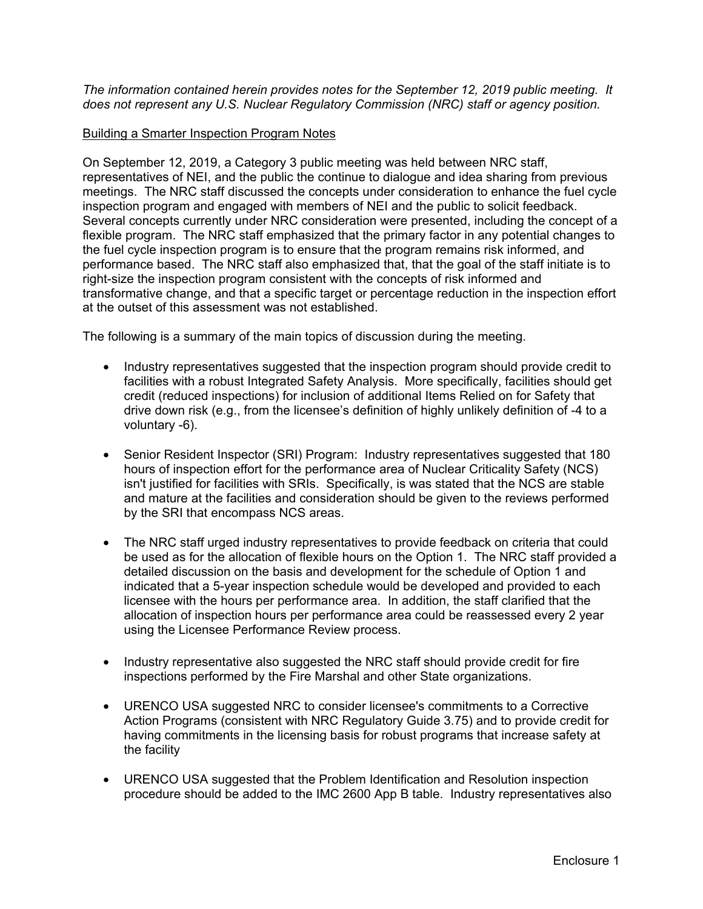*The information contained herein provides notes for the September 12, 2019 public meeting. It does not represent any U.S. Nuclear Regulatory Commission (NRC) staff or agency position.*

<u>Building a Smarter Inspection Program Notes</u>

On September 12, 2019, a Category 3 public meeting was held between NRC staff, representatives of NEI, and the public the continue to dialogue and idea sharing from previous meetings. The NRC staff discussed the concepts under consideration to enhance the fuel cycle inspection program and engaged with members of NEI and the public to solicit feedback. Several concepts currently under NRC consideration were presented, including the concept of a flexible program. The NRC staff emphasized that the primary factor in any potential changes to the fuel cycle inspection program is to ensure that the program remains risk informed, and performance based. The NRC staff also emphasized that, that the goal of the staff initiate is to right-size the inspection program consistent with the concepts of risk informed and transformative change, and that a specific target or percentage reduction in the inspection effort at the outset of this assessment was not established.

The following is a summary of the main topics of discussion during the meeting.

- Industry representatives suggested that the inspection program should provide credit to facilities with a robust Integrated Safety Analysis. More specifically, facilities should get credit (reduced inspections) for inclusion of additional Items Relied on for Safety that drive down risk (e.g., from the licensee's definition of highly unlikely definition of -4 to a voluntary -6).

- Senior Resident Inspector (SRI) Program: Industry representatives suggested that 180 hours of inspection effort for the performance area of Nuclear Criticality Safety (NCS) isn't justified for facilities with SRIs. Specifically, is was stated that the NCS are stable and mature at the facilities and consideration should be given to the reviews performed by the SRI that encompass NCS areas.

- The NRC staff urged industry representatives to provide feedback on criteria that could be used as for the allocation of flexible hours on the Option 1. The NRC staff provided a detailed discussion on the basis and development for the schedule of Option 1 and indicated that a 5-year inspection schedule would be developed and provided to each licensee with the hours per performance area. In addition, the staff clarified that the allocation of inspection hours per performance area could be reassessed every 2 year using the Licensee Performance Review process.

- Industry representative also suggested the NRC staff should provide credit for fire inspections performed by the Fire Marshal and other State organizations.

- URENCO USA suggested NRC to consider licensee's commitments to a Corrective Action Programs (consistent with NRC Regulatory Guide 3.75) and to provide credit for having commitments in the licensing basis for robust programs that increase safety at the facility

- URENCO USA suggested that the Problem Identification and Resolution inspection procedure should be added to the IMC 2600 App B table. Industry representatives also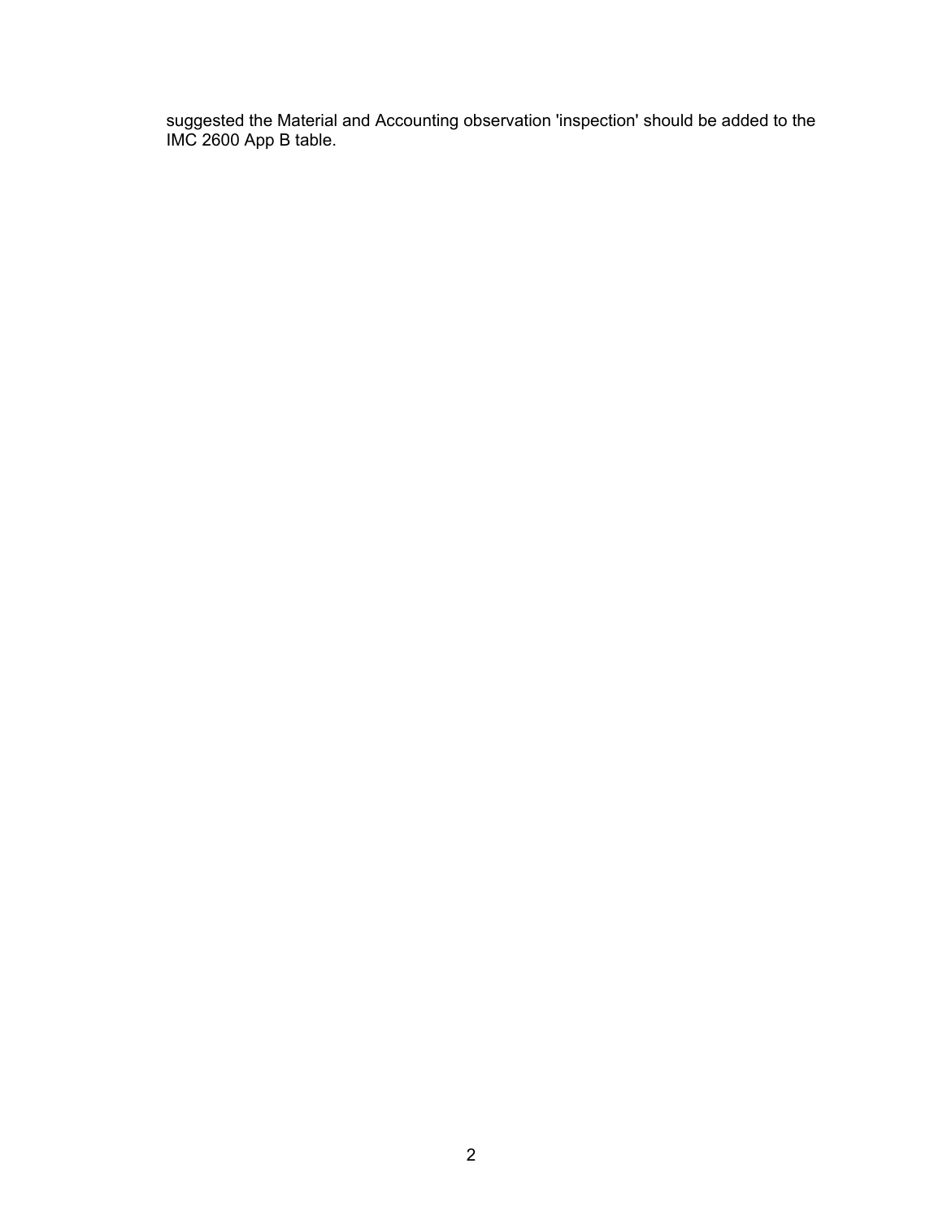suggested the Material and Accounting observation 'inspection' should be added to the IMC 2600 App B table.